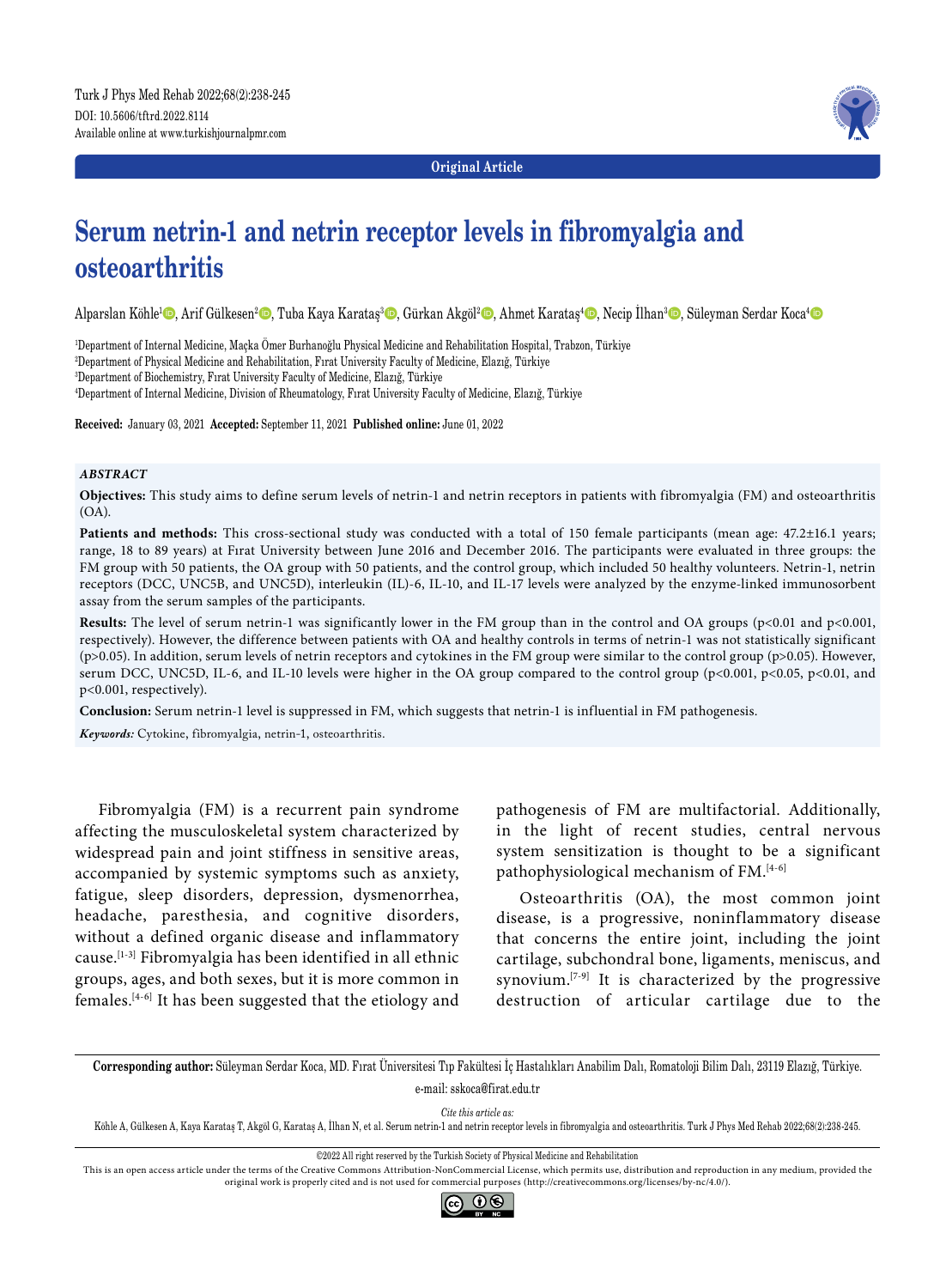Original Article

# Serum netrin-1 and netrin receptor levels in fibromyalgia and osteoarthritis

Alparslan Köhle[1], Arif Gülkesen[2], Tuba Kaya Karataş[3], Gürkan Akgöl[2], Ahmet Karataş[4], Necip İlhan[3], Süleyman Serdar Koca[4]

[1]Department of Internal Medicine, Maçka Ömer Burhanoğlu Physical Medicine and Rehabilitation Hospital, Trabzon, Türkiye
[2]Department of Physical Medicine and Rehabilitation, Fırat University Faculty of Medicine, Elazığ, Türkiye
[3]Department of Biochemistry, Fırat University Faculty of Medicine, Elazığ, Türkiye
[4]Department of Internal Medicine, Division of Rheumatology, Fırat University Faculty of Medicine, Elazığ, Türkiye

**Received:** January 03, 2021 **Accepted:** September 11, 2021 **Published online:** June 01, 2022

***ABSTRACT***

**Objectives:** This study aims to define serum levels of netrin-1 and netrin receptors in patients with fibromyalgia (FM) and osteoarthritis (OA).

**Patients and methods:** This cross-sectional study was conducted with a total of 150 female participants (mean age: 47.2±16.1 years; range, 18 to 89 years) at Fırat University between June 2016 and December 2016. The participants were evaluated in three groups: the FM group with 50 patients, the OA group with 50 patients, and the control group, which included 50 healthy volunteers. Netrin-1, netrin receptors (DCC, UNC5B, and UNC5D), interleukin (IL)-6, IL-10, and IL-17 levels were analyzed by the enzyme-linked immunosorbent assay from the serum samples of the participants.

**Results:** The level of serum netrin-1 was significantly lower in the FM group than in the control and OA groups ($p<0.01$ and $p<0.001$, respectively). However, the difference between patients with OA and healthy controls in terms of netrin-1 was not statistically significant ($p>0.05$). In addition, serum levels of netrin receptors and cytokines in the FM group were similar to the control group ($p>0.05$). However, serum DCC, UNC5D, IL-6, and IL-10 levels were higher in the OA group compared to the control group ($p<0.001$, $p<0.05$, $p<0.01$, and $p<0.001$, respectively).

**Conclusion:** Serum netrin-1 level is suppressed in FM, which suggests that netrin-1 is influential in FM pathogenesis.

***Keywords:*** Cytokine, fibromyalgia, netrin-1, osteoarthritis.

Fibromyalgia (FM) is a recurrent pain syndrome affecting the musculoskeletal system characterized by widespread pain and joint stiffness in sensitive areas, accompanied by systemic symptoms such as anxiety, fatigue, sleep disorders, depression, dysmenorrhea, headache, paresthesia, and cognitive disorders, without a defined organic disease and inflammatory cause.[1-3] Fibromyalgia has been identified in all ethnic groups, ages, and both sexes, but it is more common in females.[4-6] It has been suggested that the etiology and pathogenesis of FM are multifactorial. Additionally, in the light of recent studies, central nervous system sensitization is thought to be a significant pathophysiological mechanism of FM.[4-6]

Osteoarthritis (OA), the most common joint disease, is a progressive, noninflammatory disease that concerns the entire joint, including the joint cartilage, subchondral bone, ligaments, meniscus, and synovium.[7-9] It is characterized by the progressive destruction of articular cartilage due to the

**Corresponding author:** Süleyman Serdar Koca, MD. Fırat Üniversitesi Tıp Fakültesi İç Hastalıkları Anabilim Dalı, Romatoloji Bilim Dalı, 23119 Elazığ, Türkiye.
e-mail: sskoca@firat.edu.tr

*Cite this article as:*
Köhle A, Gülkesen A, Kaya Karataş T, Akgöl G, Karataş A, İlhan N, et al. Serum netrin-1 and netrin receptor levels in fibromyalgia and osteoarthritis. Turk J Phys Med Rehab 2022;68(2):238-245.

©2022 All right reserved by the Turkish Society of Physical Medicine and Rehabilitation

This is an open access article under the terms of the Creative Commons Attribution-NonCommercial License, which permits use, distribution and reproduction in any medium, provided the original work is properly cited and is not used for commercial purposes (http://creativecommons.org/licenses/by-nc/4.0/).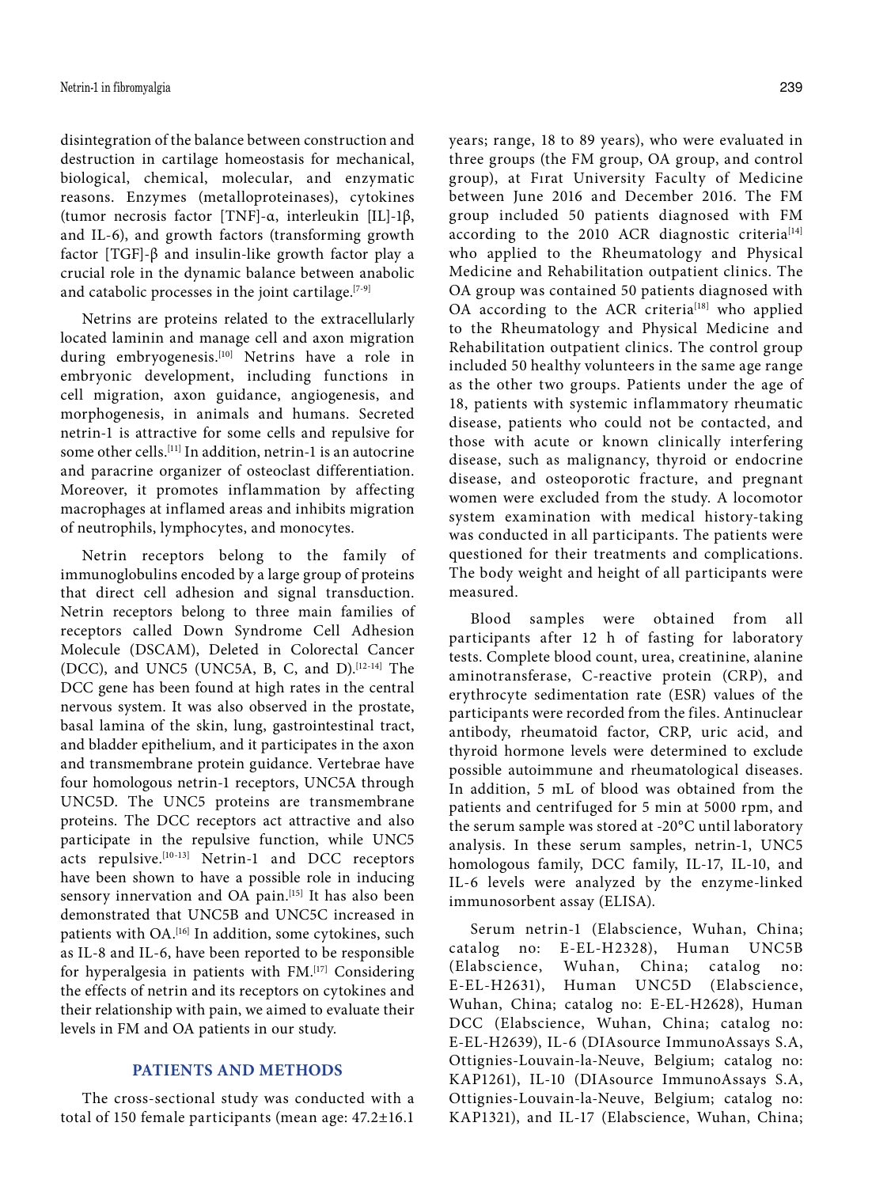disintegration of the balance between construction and destruction in cartilage homeostasis for mechanical, biological, chemical, molecular, and enzymatic reasons. Enzymes (metalloproteinases), cytokines (tumor necrosis factor [TNF]-α, interleukin [IL]-1β, and IL-6), and growth factors (transforming growth factor [TGF]-β and insulin-like growth factor play a crucial role in the dynamic balance between anabolic and catabolic processes in the joint cartilage.[7-9]

Netrins are proteins related to the extracellularly located laminin and manage cell and axon migration during embryogenesis.[10] Netrins have a role in embryonic development, including functions in cell migration, axon guidance, angiogenesis, and morphogenesis, in animals and humans. Secreted netrin-1 is attractive for some cells and repulsive for some other cells.[11] In addition, netrin-1 is an autocrine and paracrine organizer of osteoclast differentiation. Moreover, it promotes inflammation by affecting macrophages at inflamed areas and inhibits migration of neutrophils, lymphocytes, and monocytes.

Netrin receptors belong to the family of immunoglobulins encoded by a large group of proteins that direct cell adhesion and signal transduction. Netrin receptors belong to three main families of receptors called Down Syndrome Cell Adhesion Molecule (DSCAM), Deleted in Colorectal Cancer (DCC), and UNC5 (UNC5A, B, C, and D).[12-14] The DCC gene has been found at high rates in the central nervous system. It was also observed in the prostate, basal lamina of the skin, lung, gastrointestinal tract, and bladder epithelium, and it participates in the axon and transmembrane protein guidance. Vertebrae have four homologous netrin-1 receptors, UNC5A through UNC5D. The UNC5 proteins are transmembrane proteins. The DCC receptors act attractive and also participate in the repulsive function, while UNC5 acts repulsive.[10-13] Netrin-1 and DCC receptors have been shown to have a possible role in inducing sensory innervation and OA pain.[15] It has also been demonstrated that UNC5B and UNC5C increased in patients with OA.[16] In addition, some cytokines, such as IL-8 and IL-6, have been reported to be responsible for hyperalgesia in patients with FM.[17] Considering the effects of netrin and its receptors on cytokines and their relationship with pain, we aimed to evaluate their levels in FM and OA patients in our study.

## PATIENTS AND METHODS

The cross-sectional study was conducted with a total of 150 female participants (mean age: 47.2±16.1 years; range, 18 to 89 years), who were evaluated in three groups (the FM group, OA group, and control group), at Fırat University Faculty of Medicine between June 2016 and December 2016. The FM group included 50 patients diagnosed with FM according to the 2010 ACR diagnostic criteria[14] who applied to the Rheumatology and Physical Medicine and Rehabilitation outpatient clinics. The OA group was contained 50 patients diagnosed with OA according to the ACR criteria[18] who applied to the Rheumatology and Physical Medicine and Rehabilitation outpatient clinics. The control group included 50 healthy volunteers in the same age range as the other two groups. Patients under the age of 18, patients with systemic inflammatory rheumatic disease, patients who could not be contacted, and those with acute or known clinically interfering disease, such as malignancy, thyroid or endocrine disease, and osteoporotic fracture, and pregnant women were excluded from the study. A locomotor system examination with medical history-taking was conducted in all participants. The patients were questioned for their treatments and complications. The body weight and height of all participants were measured.

Blood samples were obtained from all participants after 12 h of fasting for laboratory tests. Complete blood count, urea, creatinine, alanine aminotransferase, C-reactive protein (CRP), and erythrocyte sedimentation rate (ESR) values of the participants were recorded from the files. Antinuclear antibody, rheumatoid factor, CRP, uric acid, and thyroid hormone levels were determined to exclude possible autoimmune and rheumatological diseases. In addition, 5 mL of blood was obtained from the patients and centrifuged for 5 min at 5000 rpm, and the serum sample was stored at -20°C until laboratory analysis. In these serum samples, netrin-1, UNC5 homologous family, DCC family, IL-17, IL-10, and IL-6 levels were analyzed by the enzyme-linked immunosorbent assay (ELISA).

Serum netrin-1 (Elabscience, Wuhan, China; catalog no: E-EL-H2328), Human UNC5B (Elabscience, Wuhan, China; catalog no: E-EL-H2631), Human UNC5D (Elabscience, Wuhan, China; catalog no: E-EL-H2628), Human DCC (Elabscience, Wuhan, China; catalog no: E-EL-H2639), IL-6 (DIAsource ImmunoAssays S.A, Ottignies-Louvain-la-Neuve, Belgium; catalog no: KAP1261), IL-10 (DIAsource ImmunoAssays S.A, Ottignies-Louvain-la-Neuve, Belgium; catalog no: KAP1321), and IL-17 (Elabscience, Wuhan, China;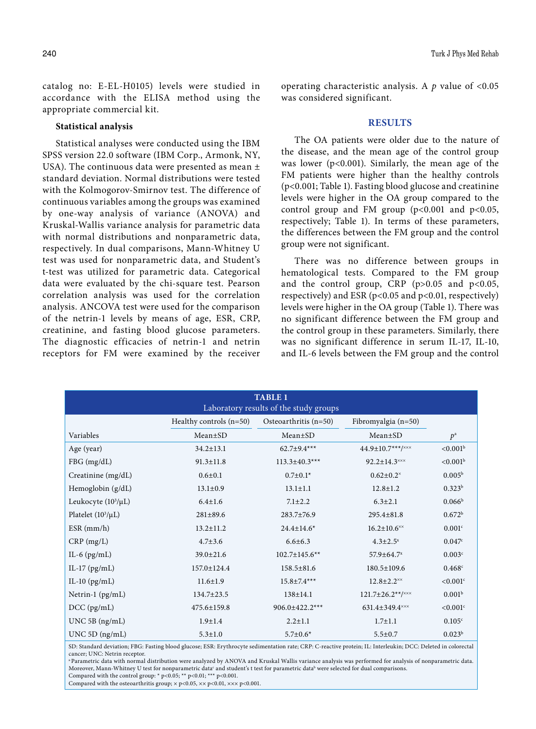catalog no: E-EL-H0105) levels were studied in accordance with the ELISA method using the appropriate commercial kit.

**Statistical analysis**

Statistical analyses were conducted using the IBM SPSS version 22.0 software (IBM Corp., Armonk, NY, USA). The continuous data were presented as mean ± standard deviation. Normal distributions were tested with the Kolmogorov-Smirnov test. The difference of continuous variables among the groups was examined by one-way analysis of variance (ANOVA) and Kruskal-Wallis variance analysis for parametric data with normal distributions and nonparametric data, respectively. In dual comparisons, Mann-Whitney U test was used for nonparametric data, and Student's t-test was utilized for parametric data. Categorical data were evaluated by the chi-square test. Pearson correlation analysis was used for the correlation analysis. ANCOVA test were used for the comparison of the netrin-1 levels by means of age, ESR, CRP, creatinine, and fasting blood glucose parameters. The diagnostic efficacies of netrin-1 and netrin receptors for FM were examined by the receiver operating characteristic analysis. A *p* value of <0.05 was considered significant.

## RESULTS

The OA patients were older due to the nature of the disease, and the mean age of the control group was lower ($p<0.001$). Similarly, the mean age of the FM patients were higher than the healthy controls ($p<0.001$; Table 1). Fasting blood glucose and creatinine levels were higher in the OA group compared to the control group and FM group ($p<0.001$ and $p<0.05$, respectively; Table 1). In terms of these parameters, the differences between the FM group and the control group were not significant.

There was no difference between groups in hematological tests. Compared to the FM group and the control group, CRP ($p>0.05$ and $p<0.05$, respectively) and ESR ($p<0.05$ and $p<0.01$, respectively) levels were higher in the OA group (Table 1). There was no significant difference between the FM group and the control group in these parameters. Similarly, there was no significant difference in serum IL-17, IL-10, and IL-6 levels between the FM group and the control

**TABLE 1**
Laboratory results of the study groups

| | Healthy controls (n=50) | Osteoarthritis (n=50) | Fibromyalgia (n=50) | |
|---|---|---|---|---|
| Variables | Mean±SD | Mean±SD | Mean±SD | *p*[a] |
| Age (year) | 34.2±13.1 | 62.7±9.4*** | 44.9±10.7***/××× | <0.001[b] |
| FBG (mg/dL) | 91.3±11.8 | 113.3±40.3*** | 92.2±14.3××× | <0.001[b] |
| Creatinine (mg/dL) | 0.6±0.1 | 0.7±0.1* | 0.62±0.2× | 0.005[b] |
| Hemoglobin (g/dL) | 13.1±0.9 | 13.1±1.1 | 12.8±1.2 | 0.323[b] |
| Leukocyte ($10^3$/μL) | 6.4±1.6 | 7.1±2.2 | 6.3±2.1 | 0.066[b] |
| Platelet ($10^3$/μL) | 281±89.6 | 283.7±76.9 | 295.4±81.8 | 0.672[b] |
| ESR (mm/h) | 13.2±11.2 | 24.4±14.6* | 16.2±10.6×× | 0.001[c] |
| CRP (mg/L) | 4.7±3.6 | 6.6±6.3 | 4.3±2.5× | 0.047[c] |
| IL-6 (pg/mL) | 39.0±21.6 | 102.7±145.6** | 57.9±64.7× | 0.003[c] |
| IL-17 (pg/mL) | 157.0±124.4 | 158.5±81.6 | 180.5±109.6 | 0.468[c] |
| IL-10 (pg/mL) | 11.6±1.9 | 15.8±7.4*** | 12.8±2.2×× | <0.001[c] |
| Netrin-1 (pg/mL) | 134.7±23.5 | 138±14.1 | 121.7±26.2**/××× | 0.001[b] |
| DCC (pg/mL) | 475.6±159.8 | 906.0±422.2*** | 631.4±349.4××× | <0.001[c] |
| UNC 5B (ng/mL) | 1.9±1.4 | 2.2±1.1 | 1.7±1.1 | 0.105[c] |
| UNC 5D (ng/mL) | 5.3±1.0 | 5.7±0.6* | 5.5±0.7 | 0.023[b] |

SD: Standard deviation; FBG: Fasting blood glucose; ESR: Erythrocyte sedimentation rate; CRP: C-reactive protein; IL: Interleukin; DCC: Deleted in colorectal cancer; UNC: Netrin receptor.
[a] Parametric data with normal distribution were analyzed by ANOVA and Kruskal Wallis variance analysis was performed for analysis of nonparametric data. Moreover, Mann-Whitney U test for nonparametric data[c] and student's t test for parametric data[b] were selected for dual comparisons.
Compared with the control group: * $p<0.05$; ** $p<0.01$; *** $p<0.001$.
Compared with the osteoarthritis group; × $p<0.05$, ×× $p<0.01$, ××× $p<0.001$.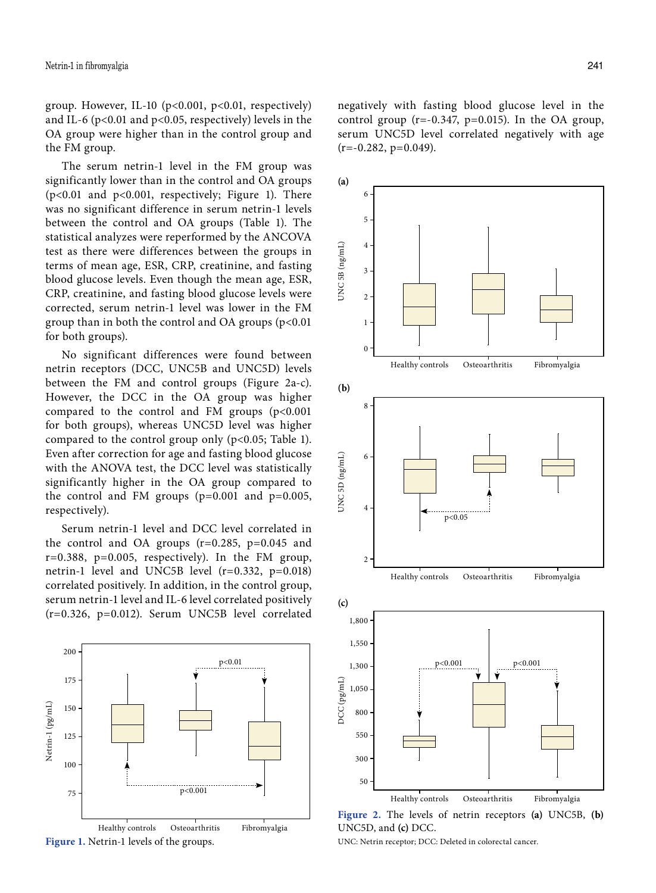group. However, IL-10 ($p<0.001$, $p<0.01$, respectively) and IL-6 ($p<0.01$ and $p<0.05$, respectively) levels in the OA group were higher than in the control group and the FM group.

The serum netrin-1 level in the FM group was significantly lower than in the control and OA groups ($p<0.01$ and $p<0.001$, respectively; Figure 1). There was no significant difference in serum netrin-1 levels between the control and OA groups (Table 1). The statistical analyzes were reperformed by the ANCOVA test as there were differences between the groups in terms of mean age, ESR, CRP, creatinine, and fasting blood glucose levels. Even though the mean age, ESR, CRP, creatinine, and fasting blood glucose levels were corrected, serum netrin-1 level was lower in the FM group than in both the control and OA groups ($p<0.01$ for both groups).

No significant differences were found between netrin receptors (DCC, UNC5B and UNC5D) levels between the FM and control groups (Figure 2a-c). However, the DCC in the OA group was higher compared to the control and FM groups ($p<0.001$ for both groups), whereas UNC5D level was higher compared to the control group only ($p<0.05$; Table 1). Even after correction for age and fasting blood glucose with the ANOVA test, the DCC level was statistically significantly higher in the OA group compared to the control and FM groups ($p=0.001$ and $p=0.005$, respectively).

Serum netrin-1 level and DCC level correlated in the control and OA groups ($r=0.285$, $p=0.045$ and $r=0.388$, $p=0.005$, respectively). In the FM group, netrin-1 level and UNC5B level ($r=0.332$, $p=0.018$) correlated positively. In addition, in the control group, serum netrin-1 level and IL-6 level correlated positively ($r=0.326$, $p=0.012$). Serum UNC5B level correlated negatively with fasting blood glucose level in the control group ($r=-0.347$, $p=0.015$). In the OA group, serum UNC5D level correlated negatively with age ($r=-0.282$, $p=0.049$).

**Figure 1.** Netrin-1 levels of the groups.

**Figure 2.** The levels of netrin receptors **(a)** UNC5B, **(b)** UNC5D, and **(c)** DCC.

UNC: Netrin receptor; DCC: Deleted in colorectal cancer.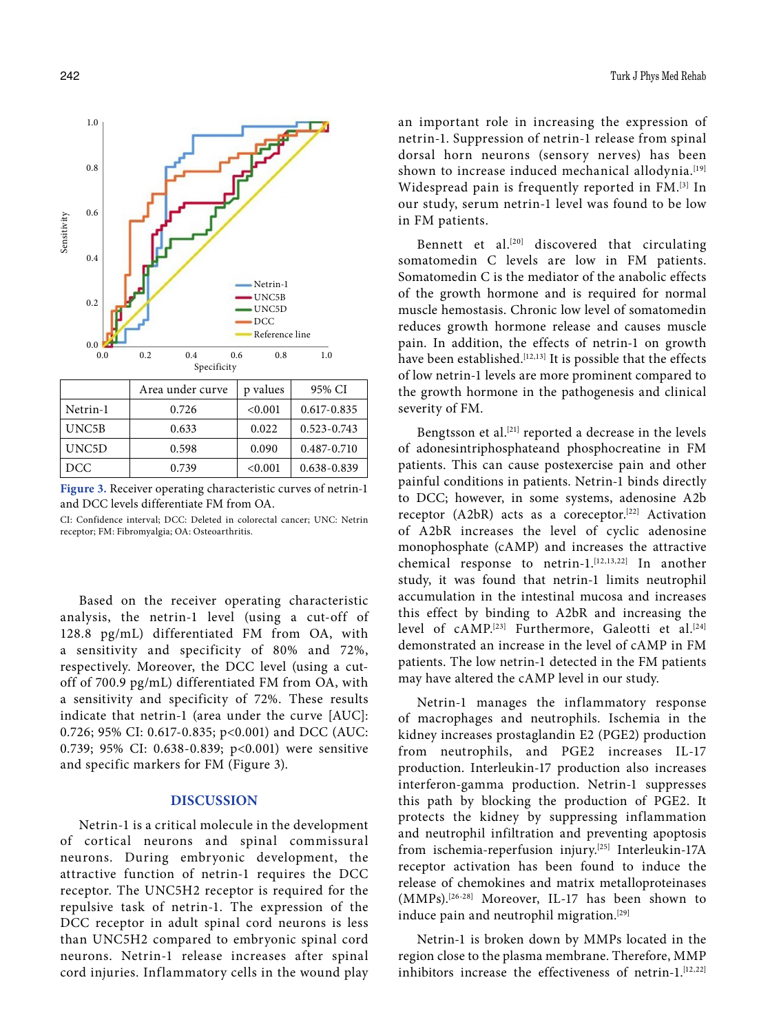| | Area under curve | p values | 95% CI |
|---|---|---|---|
| Netrin-1 | 0.726 | <0.001 | 0.617-0.835 |
| UNC5B | 0.633 | 0.022 | 0.523-0.743 |
| UNC5D | 0.598 | 0.090 | 0.487-0.710 |
| DCC | 0.739 | <0.001 | 0.638-0.839 |

**Figure 3.** Receiver operating characteristic curves of netrin-1 and DCC levels differentiate FM from OA.

CI: Confidence interval; DCC: Deleted in colorectal cancer; UNC: Netrin receptor; FM: Fibromyalgia; OA: Osteoarthritis.

Based on the receiver operating characteristic analysis, the netrin-1 level (using a cut-off of 128.8 pg/mL) differentiated FM from OA, with a sensitivity and specificity of 80% and 72%, respectively. Moreover, the DCC level (using a cut-off of 700.9 pg/mL) differentiated FM from OA, with a sensitivity and specificity of 72%. These results indicate that netrin-1 (area under the curve [AUC]: 0.726; 95% CI: 0.617-0.835; p<0.001) and DCC (AUC: 0.739; 95% CI: 0.638-0.839; p<0.001) were sensitive and specific markers for FM (Figure 3).

## DISCUSSION

Netrin-1 is a critical molecule in the development of cortical neurons and spinal commissural neurons. During embryonic development, the attractive function of netrin-1 requires the DCC receptor. The UNC5H2 receptor is required for the repulsive task of netrin-1. The expression of the DCC receptor in adult spinal cord neurons is less than UNC5H2 compared to embryonic spinal cord neurons. Netrin-1 release increases after spinal cord injuries. Inflammatory cells in the wound play an important role in increasing the expression of netrin-1. Suppression of netrin-1 release from spinal dorsal horn neurons (sensory nerves) has been shown to increase induced mechanical allodynia.[19] Widespread pain is frequently reported in FM.[3] In our study, serum netrin-1 level was found to be low in FM patients.

Bennett et al.[20] discovered that circulating somatomedin C levels are low in FM patients. Somatomedin C is the mediator of the anabolic effects of the growth hormone and is required for normal muscle hemostasis. Chronic low level of somatomedin reduces growth hormone release and causes muscle pain. In addition, the effects of netrin-1 on growth have been established.[12,13] It is possible that the effects of low netrin-1 levels are more prominent compared to the growth hormone in the pathogenesis and clinical severity of FM.

Bengtsson et al.[21] reported a decrease in the levels of adenosintriphosphateand phosphocreatine in FM patients. This can cause postexercise pain and other painful conditions in patients. Netrin-1 binds directly to DCC; however, in some systems, adenosine A2b receptor (A2bR) acts as a coreceptor.[22] Activation of A2bR increases the level of cyclic adenosine monophosphate (cAMP) and increases the attractive chemical response to netrin-1.[12,13,22] In another study, it was found that netrin-1 limits neutrophil accumulation in the intestinal mucosa and increases this effect by binding to A2bR and increasing the level of cAMP.[23] Furthermore, Galeotti et al.[24] demonstrated an increase in the level of cAMP in FM patients. The low netrin-1 detected in the FM patients may have altered the cAMP level in our study.

Netrin-1 manages the inflammatory response of macrophages and neutrophils. Ischemia in the kidney increases prostaglandin E2 (PGE2) production from neutrophils, and PGE2 increases IL-17 production. Interleukin-17 production also increases interferon-gamma production. Netrin-1 suppresses this path by blocking the production of PGE2. It protects the kidney by suppressing inflammation and neutrophil infiltration and preventing apoptosis from ischemia-reperfusion injury.[25] Interleukin-17A receptor activation has been found to induce the release of chemokines and matrix metalloproteinases (MMPs).[26-28] Moreover, IL-17 has been shown to induce pain and neutrophil migration.[29]

Netrin-1 is broken down by MMPs located in the region close to the plasma membrane. Therefore, MMP inhibitors increase the effectiveness of netrin-1.[12,22]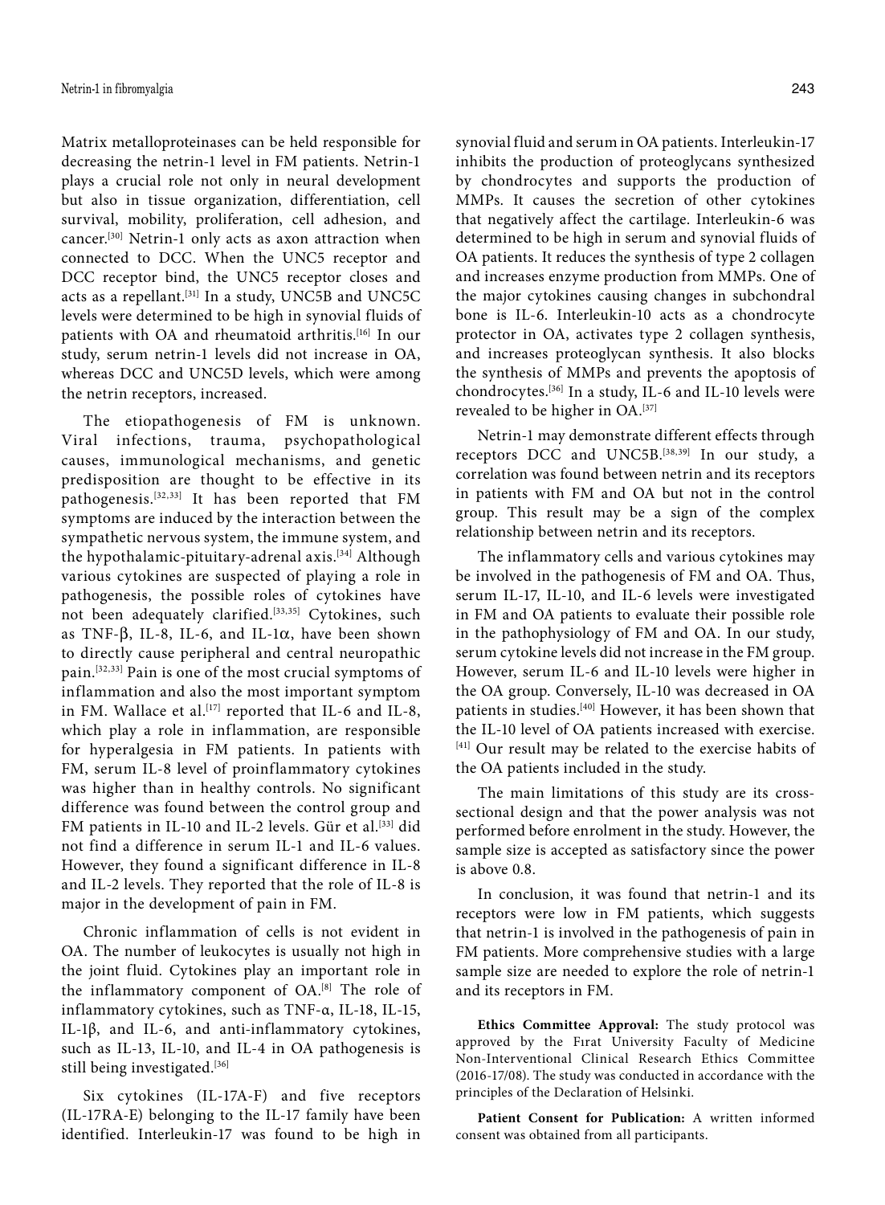Matrix metalloproteinases can be held responsible for decreasing the netrin-1 level in FM patients. Netrin-1 plays a crucial role not only in neural development but also in tissue organization, differentiation, cell survival, mobility, proliferation, cell adhesion, and cancer.[30] Netrin-1 only acts as axon attraction when connected to DCC. When the UNC5 receptor and DCC receptor bind, the UNC5 receptor closes and acts as a repellant.[31] In a study, UNC5B and UNC5C levels were determined to be high in synovial fluids of patients with OA and rheumatoid arthritis.[16] In our study, serum netrin-1 levels did not increase in OA, whereas DCC and UNC5D levels, which were among the netrin receptors, increased.

The etiopathogenesis of FM is unknown. Viral infections, trauma, psychopathological causes, immunological mechanisms, and genetic predisposition are thought to be effective in its pathogenesis.[32,33] It has been reported that FM symptoms are induced by the interaction between the sympathetic nervous system, the immune system, and the hypothalamic-pituitary-adrenal axis.[34] Although various cytokines are suspected of playing a role in pathogenesis, the possible roles of cytokines have not been adequately clarified.[33,35] Cytokines, such as TNF-β, IL-8, IL-6, and IL-1α, have been shown to directly cause peripheral and central neuropathic pain.[32,33] Pain is one of the most crucial symptoms of inflammation and also the most important symptom in FM. Wallace et al.[17] reported that IL-6 and IL-8, which play a role in inflammation, are responsible for hyperalgesia in FM patients. In patients with FM, serum IL-8 level of proinflammatory cytokines was higher than in healthy controls. No significant difference was found between the control group and FM patients in IL-10 and IL-2 levels. Gür et al.[33] did not find a difference in serum IL-1 and IL-6 values. However, they found a significant difference in IL-8 and IL-2 levels. They reported that the role of IL-8 is major in the development of pain in FM.

Chronic inflammation of cells is not evident in OA. The number of leukocytes is usually not high in the joint fluid. Cytokines play an important role in the inflammatory component of OA.[8] The role of inflammatory cytokines, such as TNF-α, IL-18, IL-15, IL-1β, and IL-6, and anti-inflammatory cytokines, such as IL-13, IL-10, and IL-4 in OA pathogenesis is still being investigated.[36]

Six cytokines (IL-17A-F) and five receptors (IL-17RA-E) belonging to the IL-17 family have been identified. Interleukin-17 was found to be high in synovial fluid and serum in OA patients. Interleukin-17 inhibits the production of proteoglycans synthesized by chondrocytes and supports the production of MMPs. It causes the secretion of other cytokines that negatively affect the cartilage. Interleukin-6 was determined to be high in serum and synovial fluids of OA patients. It reduces the synthesis of type 2 collagen and increases enzyme production from MMPs. One of the major cytokines causing changes in subchondral bone is IL-6. Interleukin-10 acts as a chondrocyte protector in OA, activates type 2 collagen synthesis, and increases proteoglycan synthesis. It also blocks the synthesis of MMPs and prevents the apoptosis of chondrocytes.[36] In a study, IL-6 and IL-10 levels were revealed to be higher in OA.[37]

Netrin-1 may demonstrate different effects through receptors DCC and UNC5B.[38,39] In our study, a correlation was found between netrin and its receptors in patients with FM and OA but not in the control group. This result may be a sign of the complex relationship between netrin and its receptors.

The inflammatory cells and various cytokines may be involved in the pathogenesis of FM and OA. Thus, serum IL-17, IL-10, and IL-6 levels were investigated in FM and OA patients to evaluate their possible role in the pathophysiology of FM and OA. In our study, serum cytokine levels did not increase in the FM group. However, serum IL-6 and IL-10 levels were higher in the OA group. Conversely, IL-10 was decreased in OA patients in studies.[40] However, it has been shown that the IL-10 level of OA patients increased with exercise.[41] Our result may be related to the exercise habits of the OA patients included in the study.

The main limitations of this study are its cross-sectional design and that the power analysis was not performed before enrolment in the study. However, the sample size is accepted as satisfactory since the power is above 0.8.

In conclusion, it was found that netrin-1 and its receptors were low in FM patients, which suggests that netrin-1 is involved in the pathogenesis of pain in FM patients. More comprehensive studies with a large sample size are needed to explore the role of netrin-1 and its receptors in FM.

**Ethics Committee Approval:** The study protocol was approved by the Fırat University Faculty of Medicine Non-Interventional Clinical Research Ethics Committee (2016-17/08). The study was conducted in accordance with the principles of the Declaration of Helsinki.

**Patient Consent for Publication:** A written informed consent was obtained from all participants.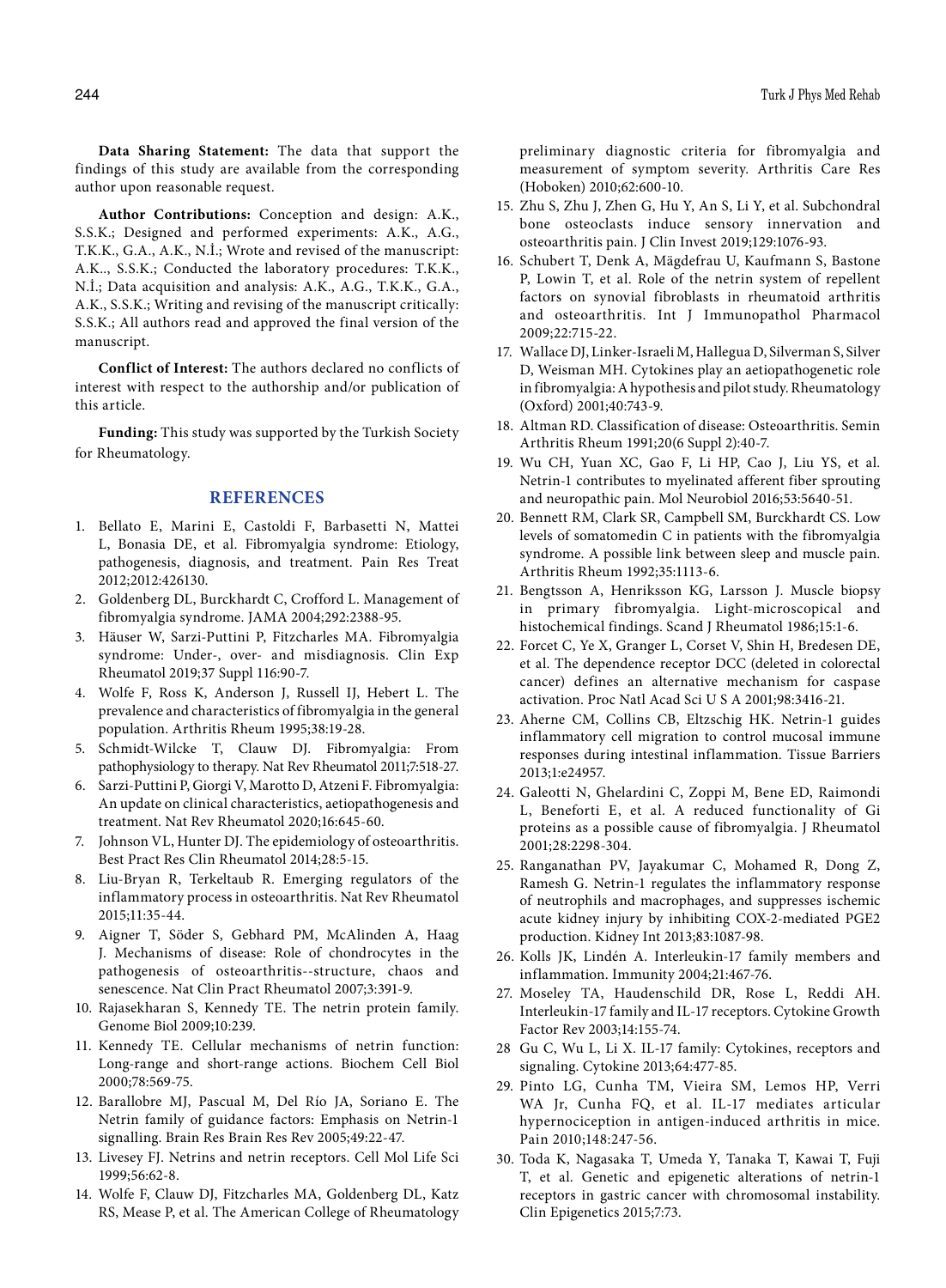**Data Sharing Statement:** The data that support the findings of this study are available from the corresponding author upon reasonable request.

**Author Contributions:** Conception and design: A.K., S.S.K.; Designed and performed experiments: A.K., A.G., T.K.K., G.A., A.K., N.İ.; Wrote and revised of the manuscript: A.K.., S.S.K.; Conducted the laboratory procedures: T.K.K., N.İ.; Data acquisition and analysis: A.K., A.G., T.K.K., G.A., A.K., S.S.K.; Writing and revising of the manuscript critically: S.S.K.; All authors read and approved the final version of the manuscript.

**Conflict of Interest:** The authors declared no conflicts of interest with respect to the authorship and/or publication of this article.

**Funding:** This study was supported by the Turkish Society for Rheumatology.

## REFERENCES

1. Bellato E, Marini E, Castoldi F, Barbasetti N, Mattei L, Bonasia DE, et al. Fibromyalgia syndrome: Etiology, pathogenesis, diagnosis, and treatment. Pain Res Treat 2012;2012:426130.
2. Goldenberg DL, Burckhardt C, Crofford L. Management of fibromyalgia syndrome. JAMA 2004;292:2388-95.
3. Häuser W, Sarzi-Puttini P, Fitzcharles MA. Fibromyalgia syndrome: Under-, over- and misdiagnosis. Clin Exp Rheumatol 2019;37 Suppl 116:90-7.
4. Wolfe F, Ross K, Anderson J, Russell IJ, Hebert L. The prevalence and characteristics of fibromyalgia in the general population. Arthritis Rheum 1995;38:19-28.
5. Schmidt-Wilcke T, Clauw DJ. Fibromyalgia: From pathophysiology to therapy. Nat Rev Rheumatol 2011;7:518-27.
6. Sarzi-Puttini P, Giorgi V, Marotto D, Atzeni F. Fibromyalgia: An update on clinical characteristics, aetiopathogenesis and treatment. Nat Rev Rheumatol 2020;16:645-60.
7. Johnson VL, Hunter DJ. The epidemiology of osteoarthritis. Best Pract Res Clin Rheumatol 2014;28:5-15.
8. Liu-Bryan R, Terkeltaub R. Emerging regulators of the inflammatory process in osteoarthritis. Nat Rev Rheumatol 2015;11:35-44.
9. Aigner T, Söder S, Gebhard PM, McAlinden A, Haag J. Mechanisms of disease: Role of chondrocytes in the pathogenesis of osteoarthritis--structure, chaos and senescence. Nat Clin Pract Rheumatol 2007;3:391-9.
10. Rajasekharan S, Kennedy TE. The netrin protein family. Genome Biol 2009;10:239.
11. Kennedy TE. Cellular mechanisms of netrin function: Long-range and short-range actions. Biochem Cell Biol 2000;78:569-75.
12. Barallobre MJ, Pascual M, Del Río JA, Soriano E. The Netrin family of guidance factors: Emphasis on Netrin-1 signalling. Brain Res Brain Res Rev 2005;49:22-47.
13. Livesey FJ. Netrins and netrin receptors. Cell Mol Life Sci 1999;56:62-8.
14. Wolfe F, Clauw DJ, Fitzcharles MA, Goldenberg DL, Katz RS, Mease P, et al. The American College of Rheumatology preliminary diagnostic criteria for fibromyalgia and measurement of symptom severity. Arthritis Care Res (Hoboken) 2010;62:600-10.
15. Zhu S, Zhu J, Zhen G, Hu Y, An S, Li Y, et al. Subchondral bone osteoclasts induce sensory innervation and osteoarthritis pain. J Clin Invest 2019;129:1076-93.
16. Schubert T, Denk A, Mägdefrau U, Kaufmann S, Bastone P, Lowin T, et al. Role of the netrin system of repellent factors on synovial fibroblasts in rheumatoid arthritis and osteoarthritis. Int J Immunopathol Pharmacol 2009;22:715-22.
17. Wallace DJ, Linker-Israeli M, Hallegua D, Silverman S, Silver D, Weisman MH. Cytokines play an aetiopathogenetic role in fibromyalgia: A hypothesis and pilot study. Rheumatology (Oxford) 2001;40:743-9.
18. Altman RD. Classification of disease: Osteoarthritis. Semin Arthritis Rheum 1991;20(6 Suppl 2):40-7.
19. Wu CH, Yuan XC, Gao F, Li HP, Cao J, Liu YS, et al. Netrin-1 contributes to myelinated afferent fiber sprouting and neuropathic pain. Mol Neurobiol 2016;53:5640-51.
20. Bennett RM, Clark SR, Campbell SM, Burckhardt CS. Low levels of somatomedin C in patients with the fibromyalgia syndrome. A possible link between sleep and muscle pain. Arthritis Rheum 1992;35:1113-6.
21. Bengtsson A, Henriksson KG, Larsson J. Muscle biopsy in primary fibromyalgia. Light-microscopical and histochemical findings. Scand J Rheumatol 1986;15:1-6.
22. Forcet C, Ye X, Granger L, Corset V, Shin H, Bredesen DE, et al. The dependence receptor DCC (deleted in colorectal cancer) defines an alternative mechanism for caspase activation. Proc Natl Acad Sci U S A 2001;98:3416-21.
23. Aherne CM, Collins CB, Eltzschig HK. Netrin-1 guides inflammatory cell migration to control mucosal immune responses during intestinal inflammation. Tissue Barriers 2013;1:e24957.
24. Galeotti N, Ghelardini C, Zoppi M, Bene ED, Raimondi L, Beneforti E, et al. A reduced functionality of Gi proteins as a possible cause of fibromyalgia. J Rheumatol 2001;28:2298-304.
25. Ranganathan PV, Jayakumar C, Mohamed R, Dong Z, Ramesh G. Netrin-1 regulates the inflammatory response of neutrophils and macrophages, and suppresses ischemic acute kidney injury by inhibiting COX-2-mediated PGE2 production. Kidney Int 2013;83:1087-98.
26. Kolls JK, Lindén A. Interleukin-17 family members and inflammation. Immunity 2004;21:467-76.
27. Moseley TA, Haudenschild DR, Rose L, Reddi AH. Interleukin-17 family and IL-17 receptors. Cytokine Growth Factor Rev 2003;14:155-74.
28. Gu C, Wu L, Li X. IL-17 family: Cytokines, receptors and signaling. Cytokine 2013;64:477-85.
29. Pinto LG, Cunha TM, Vieira SM, Lemos HP, Verri WA Jr, Cunha FQ, et al. IL-17 mediates articular hypernociception in antigen-induced arthritis in mice. Pain 2010;148:247-56.
30. Toda K, Nagasaka T, Umeda Y, Tanaka T, Kawai T, Fuji T, et al. Genetic and epigenetic alterations of netrin-1 receptors in gastric cancer with chromosomal instability. Clin Epigenetics 2015;7:73.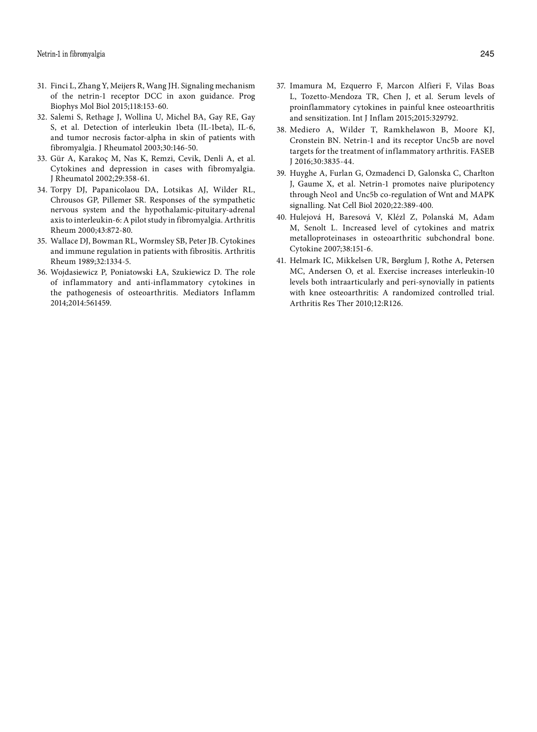31. Finci L, Zhang Y, Meijers R, Wang JH. Signaling mechanism of the netrin-1 receptor DCC in axon guidance. Prog Biophys Mol Biol 2015;118:153-60.
32. Salemi S, Rethage J, Wollina U, Michel BA, Gay RE, Gay S, et al. Detection of interleukin 1beta (IL-1beta), IL-6, and tumor necrosis factor-alpha in skin of patients with fibromyalgia. J Rheumatol 2003;30:146-50.
33. Gür A, Karakoç M, Nas K, Remzi, Cevik, Denli A, et al. Cytokines and depression in cases with fibromyalgia. J Rheumatol 2002;29:358-61.
34. Torpy DJ, Papanicolaou DA, Lotsikas AJ, Wilder RL, Chrousos GP, Pillemer SR. Responses of the sympathetic nervous system and the hypothalamic-pituitary-adrenal axis to interleukin-6: A pilot study in fibromyalgia. Arthritis Rheum 2000;43:872-80.
35. Wallace DJ, Bowman RL, Wormsley SB, Peter JB. Cytokines and immune regulation in patients with fibrositis. Arthritis Rheum 1989;32:1334-5.
36. Wojdasiewicz P, Poniatowski ŁA, Szukiewicz D. The role of inflammatory and anti-inflammatory cytokines in the pathogenesis of osteoarthritis. Mediators Inflamm 2014;2014:561459.
37. Imamura M, Ezquerro F, Marcon Alfieri F, Vilas Boas L, Tozetto-Mendoza TR, Chen J, et al. Serum levels of proinflammatory cytokines in painful knee osteoarthritis and sensitization. Int J Inflam 2015;2015:329792.
38. Mediero A, Wilder T, Ramkhelawon B, Moore KJ, Cronstein BN. Netrin-1 and its receptor Unc5b are novel targets for the treatment of inflammatory arthritis. FASEB J 2016;30:3835-44.
39. Huyghe A, Furlan G, Ozmadenci D, Galonska C, Charlton J, Gaume X, et al. Netrin-1 promotes naive pluripotency through Neo1 and Unc5b co-regulation of Wnt and MAPK signalling. Nat Cell Biol 2020;22:389-400.
40. Hulejová H, Baresová V, Klézl Z, Polanská M, Adam M, Senolt L. Increased level of cytokines and matrix metalloproteinases in osteoarthritic subchondral bone. Cytokine 2007;38:151-6.
41. Helmark IC, Mikkelsen UR, Børglum J, Rothe A, Petersen MC, Andersen O, et al. Exercise increases interleukin-10 levels both intraarticularly and peri-synovially in patients with knee osteoarthritis: A randomized controlled trial. Arthritis Res Ther 2010;12:R126.